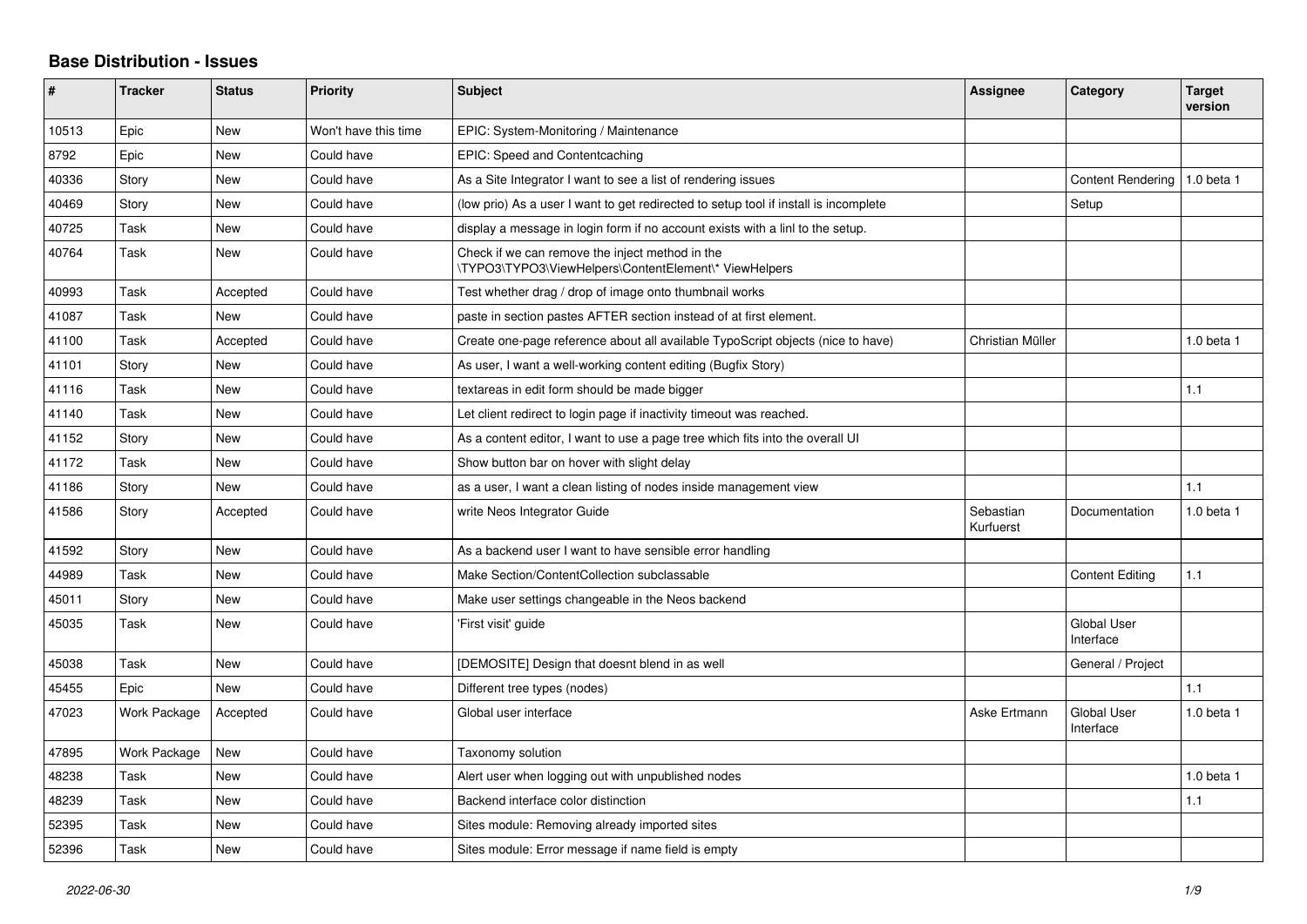# Base Distribution - Issues

| # | Tracker | Status | Priority | Subject | Assignee | Category | Target version |
|---|---|---|---|---|---|---|---|
| 10513 | Epic | New | Won't have this time | EPIC: System-Monitoring / Maintenance | | | |
| 8792 | Epic | New | Could have | EPIC: Speed and Contentcaching | | | |
| 40336 | Story | New | Could have | As a Site Integrator I want to see a list of rendering issues | | Content Rendering | 1.0 beta 1 |
| 40469 | Story | New | Could have | (low prio) As a user I want to get redirected to setup tool if install is incomplete | | Setup | |
| 40725 | Task | New | Could have | display a message in login form if no account exists with a linl to the setup. | | | |
| 40764 | Task | New | Could have | Check if we can remove the inject method in the \TYPO3\TYPO3\ViewHelpers\ContentElement\* ViewHelpers | | | |
| 40993 | Task | Accepted | Could have | Test whether drag / drop of image onto thumbnail works | | | |
| 41087 | Task | New | Could have | paste in section pastes AFTER section instead of at first element. | | | |
| 41100 | Task | Accepted | Could have | Create one-page reference about all available TypoScript objects (nice to have) | Christian Müller | | 1.0 beta 1 |
| 41101 | Story | New | Could have | As user, I want a well-working content editing (Bugfix Story) | | | |
| 41116 | Task | New | Could have | textareas in edit form should be made bigger | | | 1.1 |
| 41140 | Task | New | Could have | Let client redirect to login page if inactivity timeout was reached. | | | |
| 41152 | Story | New | Could have | As a content editor, I want to use a page tree which fits into the overall UI | | | |
| 41172 | Task | New | Could have | Show button bar on hover with slight delay | | | |
| 41186 | Story | New | Could have | as a user, I want a clean listing of nodes inside management view | | | 1.1 |
| 41586 | Story | Accepted | Could have | write Neos Integrator Guide | Sebastian Kurfuerst | Documentation | 1.0 beta 1 |
| 41592 | Story | New | Could have | As a backend user I want to have sensible error handling | | | |
| 44989 | Task | New | Could have | Make Section/ContentCollection subclassable | | Content Editing | 1.1 |
| 45011 | Story | New | Could have | Make user settings changeable in the Neos backend | | | |
| 45035 | Task | New | Could have | 'First visit' guide | | Global User Interface | |
| 45038 | Task | New | Could have | [DEMOSITE] Design that doesnt blend in as well | | General / Project | |
| 45455 | Epic | New | Could have | Different tree types (nodes) | | | 1.1 |
| 47023 | Work Package | Accepted | Could have | Global user interface | Aske Ertmann | Global User Interface | 1.0 beta 1 |
| 47895 | Work Package | New | Could have | Taxonomy solution | | | |
| 48238 | Task | New | Could have | Alert user when logging out with unpublished nodes | | | 1.0 beta 1 |
| 48239 | Task | New | Could have | Backend interface color distinction | | | 1.1 |
| 52395 | Task | New | Could have | Sites module: Removing already imported sites | | | |
| 52396 | Task | New | Could have | Sites module: Error message if name field is empty | | | |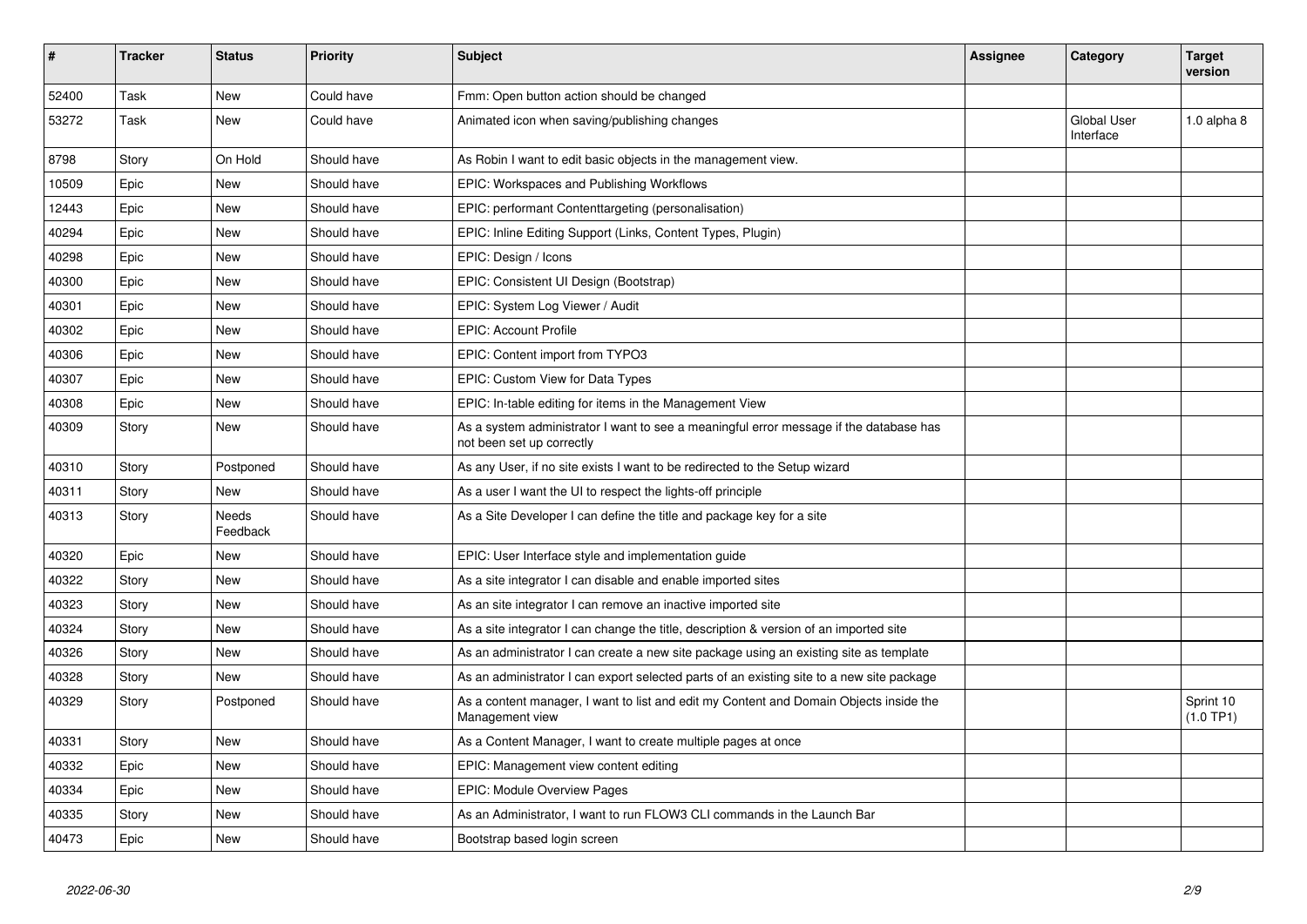| # | Tracker | Status | Priority | Subject | Assignee | Category | Target version |
|---|---|---|---|---|---|---|---|
| 52400 | Task | New | Could have | Fmm: Open button action should be changed | | | |
| 53272 | Task | New | Could have | Animated icon when saving/publishing changes | | Global User Interface | 1.0 alpha 8 |
| 8798 | Story | On Hold | Should have | As Robin I want to edit basic objects in the management view. | | | |
| 10509 | Epic | New | Should have | EPIC: Workspaces and Publishing Workflows | | | |
| 12443 | Epic | New | Should have | EPIC: performant Contenttargeting (personalisation) | | | |
| 40294 | Epic | New | Should have | EPIC: Inline Editing Support (Links, Content Types, Plugin) | | | |
| 40298 | Epic | New | Should have | EPIC: Design / Icons | | | |
| 40300 | Epic | New | Should have | EPIC: Consistent UI Design (Bootstrap) | | | |
| 40301 | Epic | New | Should have | EPIC: System Log Viewer / Audit | | | |
| 40302 | Epic | New | Should have | EPIC: Account Profile | | | |
| 40306 | Epic | New | Should have | EPIC: Content import from TYPO3 | | | |
| 40307 | Epic | New | Should have | EPIC: Custom View for Data Types | | | |
| 40308 | Epic | New | Should have | EPIC: In-table editing for items in the Management View | | | |
| 40309 | Story | New | Should have | As a system administrator I want to see a meaningful error message if the database has not been set up correctly | | | |
| 40310 | Story | Postponed | Should have | As any User, if no site exists I want to be redirected to the Setup wizard | | | |
| 40311 | Story | New | Should have | As a user I want the UI to respect the lights-off principle | | | |
| 40313 | Story | Needs Feedback | Should have | As a Site Developer I can define the title and package key for a site | | | |
| 40320 | Epic | New | Should have | EPIC: User Interface style and implementation guide | | | |
| 40322 | Story | New | Should have | As a site integrator I can disable and enable imported sites | | | |
| 40323 | Story | New | Should have | As an site integrator I can remove an inactive imported site | | | |
| 40324 | Story | New | Should have | As a site integrator I can change the title, description & version of an imported site | | | |
| 40326 | Story | New | Should have | As an administrator I can create a new site package using an existing site as template | | | |
| 40328 | Story | New | Should have | As an administrator I can export selected parts of an existing site to a new site package | | | |
| 40329 | Story | Postponed | Should have | As a content manager, I want to list and edit my Content and Domain Objects inside the Management view | | | Sprint 10 (1.0 TP1) |
| 40331 | Story | New | Should have | As a Content Manager, I want to create multiple pages at once | | | |
| 40332 | Epic | New | Should have | EPIC: Management view content editing | | | |
| 40334 | Epic | New | Should have | EPIC: Module Overview Pages | | | |
| 40335 | Story | New | Should have | As an Administrator, I want to run FLOW3 CLI commands in the Launch Bar | | | |
| 40473 | Epic | New | Should have | Bootstrap based login screen | | | |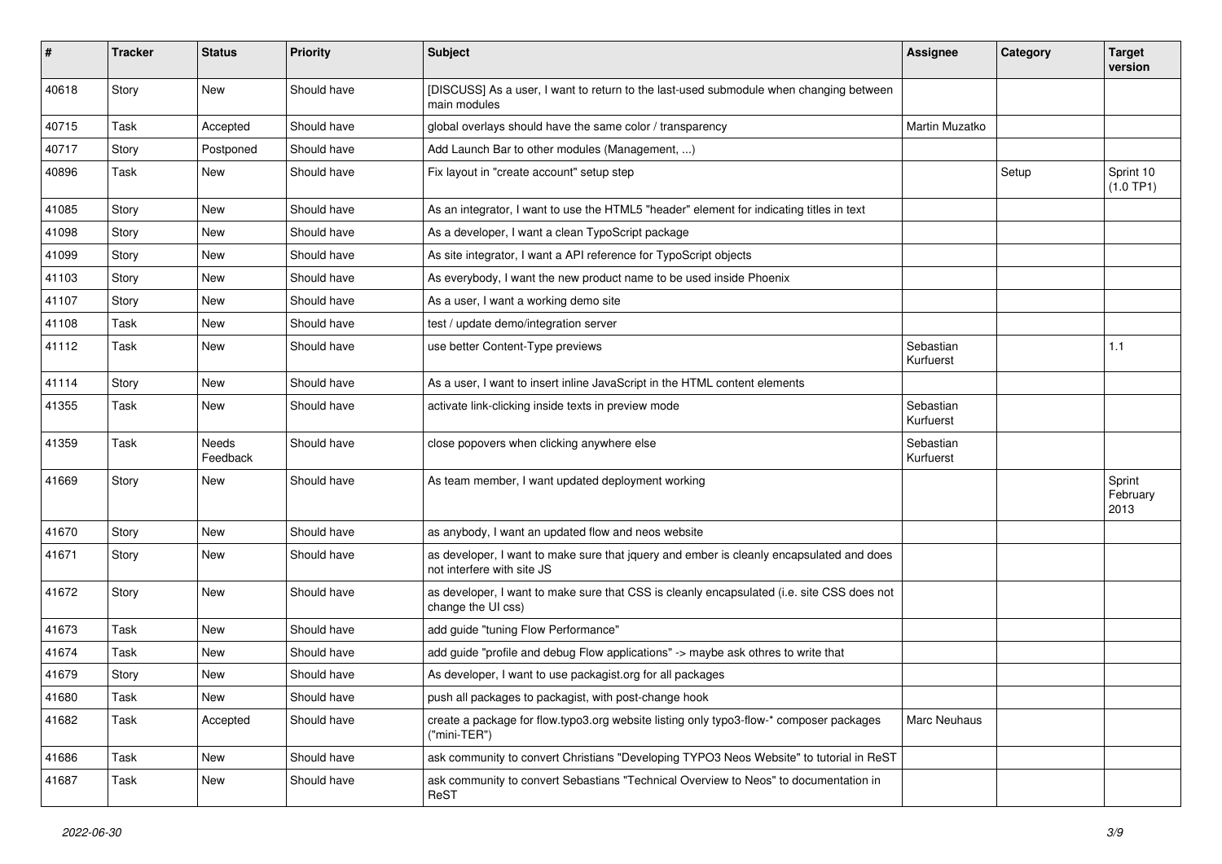| # | Tracker | Status | Priority | Subject | Assignee | Category | Target version |
|---|---|---|---|---|---|---|---|
| 40618 | Story | New | Should have | [DISCUSS] As a user, I want to return to the last-used submodule when changing between main modules | | | |
| 40715 | Task | Accepted | Should have | global overlays should have the same color / transparency | Martin Muzatko | | |
| 40717 | Story | Postponed | Should have | Add Launch Bar to other modules (Management, ...) | | | |
| 40896 | Task | New | Should have | Fix layout in "create account" setup step | | Setup | Sprint 10 (1.0 TP1) |
| 41085 | Story | New | Should have | As an integrator, I want to use the HTML5 "header" element for indicating titles in text | | | |
| 41098 | Story | New | Should have | As a developer, I want a clean TypoScript package | | | |
| 41099 | Story | New | Should have | As site integrator, I want a API reference for TypoScript objects | | | |
| 41103 | Story | New | Should have | As everybody, I want the new product name to be used inside Phoenix | | | |
| 41107 | Story | New | Should have | As a user, I want a working demo site | | | |
| 41108 | Task | New | Should have | test / update demo/integration server | | | |
| 41112 | Task | New | Should have | use better Content-Type previews | Sebastian Kurfuerst | | 1.1 |
| 41114 | Story | New | Should have | As a user, I want to insert inline JavaScript in the HTML content elements | | | |
| 41355 | Task | New | Should have | activate link-clicking inside texts in preview mode | Sebastian Kurfuerst | | |
| 41359 | Task | Needs Feedback | Should have | close popovers when clicking anywhere else | Sebastian Kurfuerst | | |
| 41669 | Story | New | Should have | As team member, I want updated deployment working | | | Sprint February 2013 |
| 41670 | Story | New | Should have | as anybody, I want an updated flow and neos website | | | |
| 41671 | Story | New | Should have | as developer, I want to make sure that jquery and ember is cleanly encapsulated and does not interfere with site JS | | | |
| 41672 | Story | New | Should have | as developer, I want to make sure that CSS is cleanly encapsulated (i.e. site CSS does not change the UI css) | | | |
| 41673 | Task | New | Should have | add guide "tuning Flow Performance" | | | |
| 41674 | Task | New | Should have | add guide "profile and debug Flow applications" -> maybe ask othres to write that | | | |
| 41679 | Story | New | Should have | As developer, I want to use packagist.org for all packages | | | |
| 41680 | Task | New | Should have | push all packages to packagist, with post-change hook | | | |
| 41682 | Task | Accepted | Should have | create a package for flow.typo3.org website listing only typo3-flow-* composer packages ("mini-TER") | Marc Neuhaus | | |
| 41686 | Task | New | Should have | ask community to convert Christians "Developing TYPO3 Neos Website" to tutorial in ReST | | | |
| 41687 | Task | New | Should have | ask community to convert Sebastians "Technical Overview to Neos" to documentation in ReST | | | |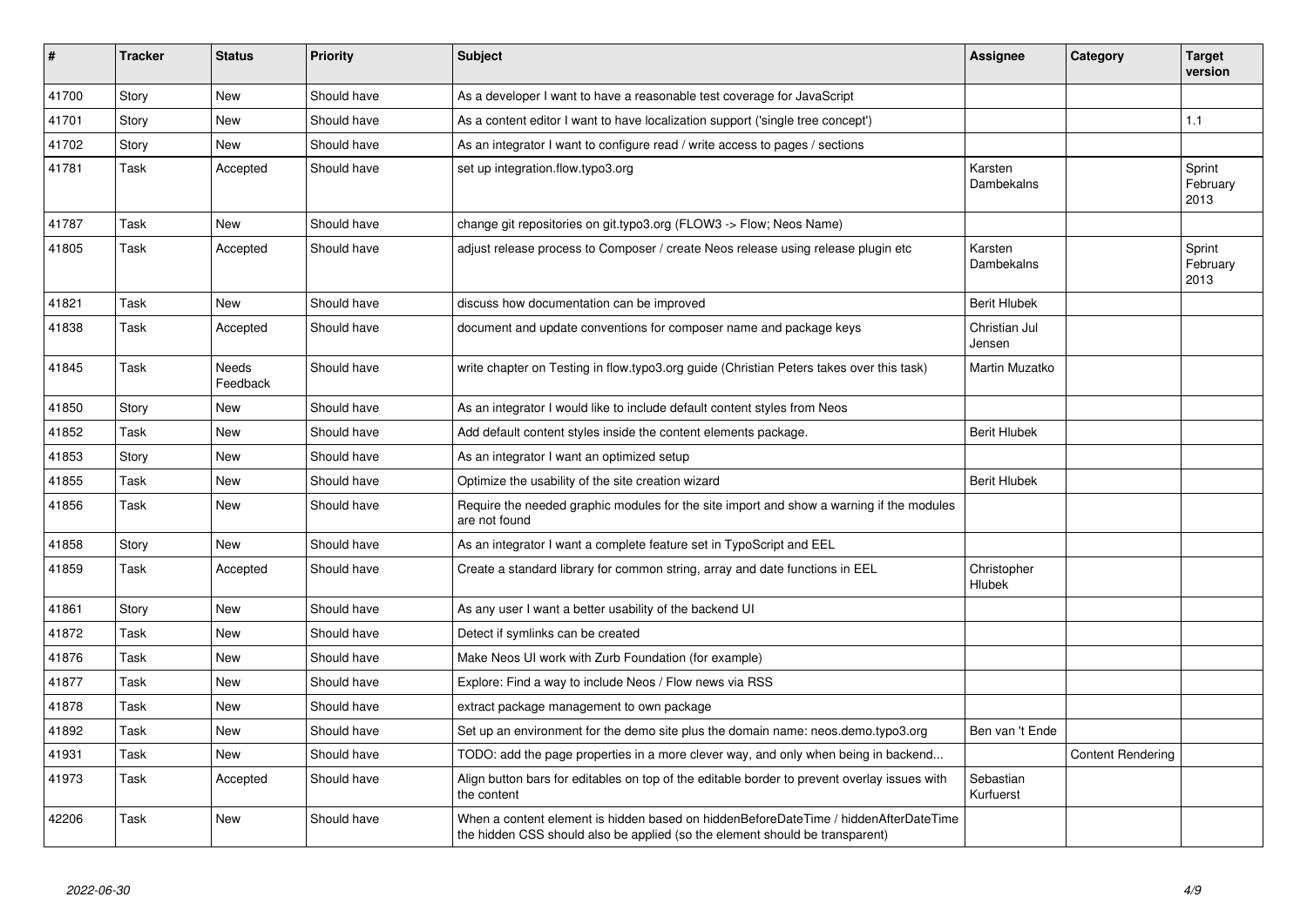| # | Tracker | Status | Priority | Subject | Assignee | Category | Target version |
|---|---|---|---|---|---|---|---|
| 41700 | Story | New | Should have | As a developer I want to have a reasonable test coverage for JavaScript | | | |
| 41701 | Story | New | Should have | As a content editor I want to have localization support ('single tree concept') | | | 1.1 |
| 41702 | Story | New | Should have | As an integrator I want to configure read / write access to pages / sections | | | |
| 41781 | Task | Accepted | Should have | set up integration.flow.typo3.org | Karsten Dambekalns | | Sprint February 2013 |
| 41787 | Task | New | Should have | change git repositories on git.typo3.org (FLOW3 -> Flow; Neos Name) | | | |
| 41805 | Task | Accepted | Should have | adjust release process to Composer / create Neos release using release plugin etc | Karsten Dambekalns | | Sprint February 2013 |
| 41821 | Task | New | Should have | discuss how documentation can be improved | Berit Hlubek | | |
| 41838 | Task | Accepted | Should have | document and update conventions for composer name and package keys | Christian Jul Jensen | | |
| 41845 | Task | Needs Feedback | Should have | write chapter on Testing in flow.typo3.org guide (Christian Peters takes over this task) | Martin Muzatko | | |
| 41850 | Story | New | Should have | As an integrator I would like to include default content styles from Neos | | | |
| 41852 | Task | New | Should have | Add default content styles inside the content elements package. | Berit Hlubek | | |
| 41853 | Story | New | Should have | As an integrator I want an optimized setup | | | |
| 41855 | Task | New | Should have | Optimize the usability of the site creation wizard | Berit Hlubek | | |
| 41856 | Task | New | Should have | Require the needed graphic modules for the site import and show a warning if the modules are not found | | | |
| 41858 | Story | New | Should have | As an integrator I want a complete feature set in TypoScript and EEL | | | |
| 41859 | Task | Accepted | Should have | Create a standard library for common string, array and date functions in EEL | Christopher Hlubek | | |
| 41861 | Story | New | Should have | As any user I want a better usability of the backend UI | | | |
| 41872 | Task | New | Should have | Detect if symlinks can be created | | | |
| 41876 | Task | New | Should have | Make Neos UI work with Zurb Foundation (for example) | | | |
| 41877 | Task | New | Should have | Explore: Find a way to include Neos / Flow news via RSS | | | |
| 41878 | Task | New | Should have | extract package management to own package | | | |
| 41892 | Task | New | Should have | Set up an environment for the demo site plus the domain name: neos.demo.typo3.org | Ben van 't Ende | | |
| 41931 | Task | New | Should have | TODO: add the page properties in a more clever way, and only when being in backend... | | Content Rendering | |
| 41973 | Task | Accepted | Should have | Align button bars for editables on top of the editable border to prevent overlay issues with the content | Sebastian Kurfuerst | | |
| 42206 | Task | New | Should have | When a content element is hidden based on hiddenBeforeDateTime / hiddenAfterDateTime the hidden CSS should also be applied (so the element should be transparent) | | | |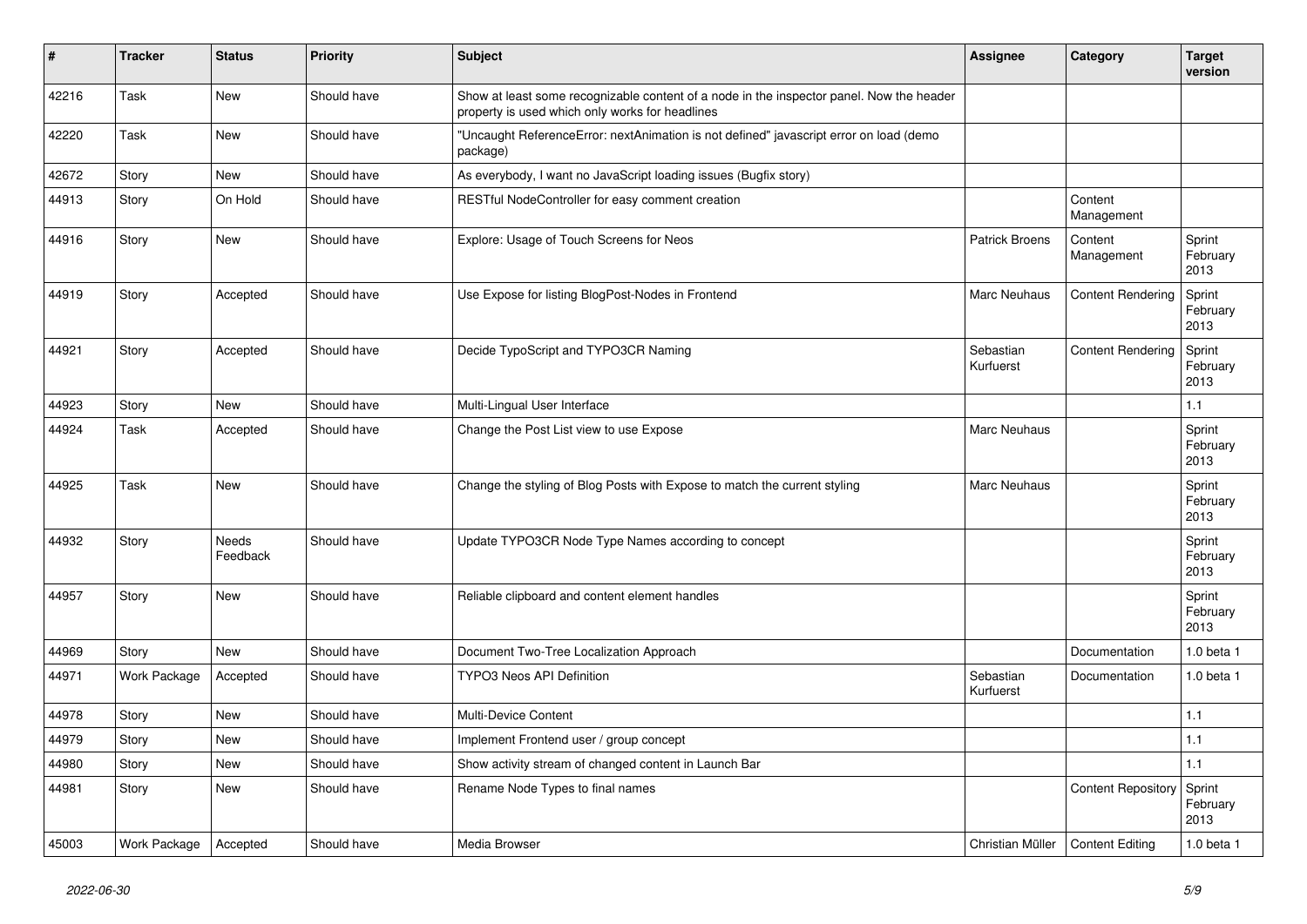| # | Tracker | Status | Priority | Subject | Assignee | Category | Target version |
|---|---|---|---|---|---|---|---|
| 42216 | Task | New | Should have | Show at least some recognizable content of a node in the inspector panel. Now the header property is used which only works for headlines | | | |
| 42220 | Task | New | Should have | "Uncaught ReferenceError: nextAnimation is not defined" javascript error on load (demo package) | | | |
| 42672 | Story | New | Should have | As everybody, I want no JavaScript loading issues (Bugfix story) | | | |
| 44913 | Story | On Hold | Should have | RESTful NodeController for easy comment creation | | Content Management | |
| 44916 | Story | New | Should have | Explore: Usage of Touch Screens for Neos | Patrick Broens | Content Management | Sprint February 2013 |
| 44919 | Story | Accepted | Should have | Use Expose for listing BlogPost-Nodes in Frontend | Marc Neuhaus | Content Rendering | Sprint February 2013 |
| 44921 | Story | Accepted | Should have | Decide TypoScript and TYPO3CR Naming | Sebastian Kurfuerst | Content Rendering | Sprint February 2013 |
| 44923 | Story | New | Should have | Multi-Lingual User Interface | | | 1.1 |
| 44924 | Task | Accepted | Should have | Change the Post List view to use Expose | Marc Neuhaus | | Sprint February 2013 |
| 44925 | Task | New | Should have | Change the styling of Blog Posts with Expose to match the current styling | Marc Neuhaus | | Sprint February 2013 |
| 44932 | Story | Needs Feedback | Should have | Update TYPO3CR Node Type Names according to concept | | | Sprint February 2013 |
| 44957 | Story | New | Should have | Reliable clipboard and content element handles | | | Sprint February 2013 |
| 44969 | Story | New | Should have | Document Two-Tree Localization Approach | | Documentation | 1.0 beta 1 |
| 44971 | Work Package | Accepted | Should have | TYPO3 Neos API Definition | Sebastian Kurfuerst | Documentation | 1.0 beta 1 |
| 44978 | Story | New | Should have | Multi-Device Content | | | 1.1 |
| 44979 | Story | New | Should have | Implement Frontend user / group concept | | | 1.1 |
| 44980 | Story | New | Should have | Show activity stream of changed content in Launch Bar | | | 1.1 |
| 44981 | Story | New | Should have | Rename Node Types to final names | | Content Repository | Sprint February 2013 |
| 45003 | Work Package | Accepted | Should have | Media Browser | Christian Müller | Content Editing | 1.0 beta 1 |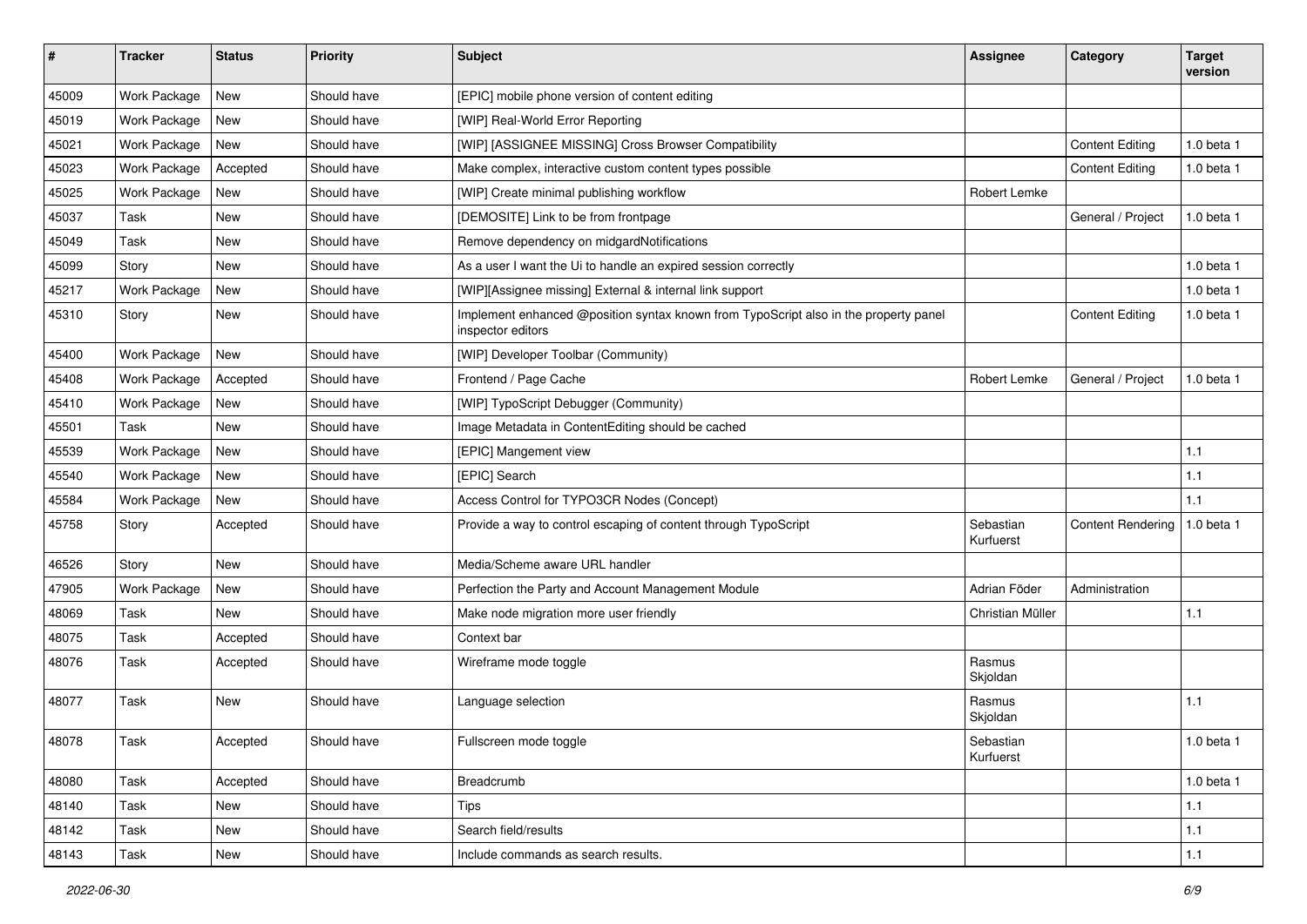| # | Tracker | Status | Priority | Subject | Assignee | Category | Target version |
|---|---|---|---|---|---|---|---|
| 45009 | Work Package | New | Should have | [EPIC] mobile phone version of content editing | | | |
| 45019 | Work Package | New | Should have | [WIP] Real-World Error Reporting | | | |
| 45021 | Work Package | New | Should have | [WIP] [ASSIGNEE MISSING] Cross Browser Compatibility | | Content Editing | 1.0 beta 1 |
| 45023 | Work Package | Accepted | Should have | Make complex, interactive custom content types possible | | Content Editing | 1.0 beta 1 |
| 45025 | Work Package | New | Should have | [WIP] Create minimal publishing workflow | Robert Lemke | | |
| 45037 | Task | New | Should have | [DEMOSITE] Link to be from frontpage | | General / Project | 1.0 beta 1 |
| 45049 | Task | New | Should have | Remove dependency on midgardNotifications | | | |
| 45099 | Story | New | Should have | As a user I want the Ui to handle an expired session correctly | | | 1.0 beta 1 |
| 45217 | Work Package | New | Should have | [WIP][Assignee missing] External & internal link support | | | 1.0 beta 1 |
| 45310 | Story | New | Should have | Implement enhanced @position syntax known from TypoScript also in the property panel inspector editors | | Content Editing | 1.0 beta 1 |
| 45400 | Work Package | New | Should have | [WIP] Developer Toolbar (Community) | | | |
| 45408 | Work Package | Accepted | Should have | Frontend / Page Cache | Robert Lemke | General / Project | 1.0 beta 1 |
| 45410 | Work Package | New | Should have | [WIP] TypoScript Debugger (Community) | | | |
| 45501 | Task | New | Should have | Image Metadata in ContentEditing should be cached | | | |
| 45539 | Work Package | New | Should have | [EPIC] Mangement view | | | 1.1 |
| 45540 | Work Package | New | Should have | [EPIC] Search | | | 1.1 |
| 45584 | Work Package | New | Should have | Access Control for TYPO3CR Nodes (Concept) | | | 1.1 |
| 45758 | Story | Accepted | Should have | Provide a way to control escaping of content through TypoScript | Sebastian Kurfuerst | Content Rendering | 1.0 beta 1 |
| 46526 | Story | New | Should have | Media/Scheme aware URL handler | | | |
| 47905 | Work Package | New | Should have | Perfection the Party and Account Management Module | Adrian Föder | Administration | |
| 48069 | Task | New | Should have | Make node migration more user friendly | Christian Müller | | 1.1 |
| 48075 | Task | Accepted | Should have | Context bar | | | |
| 48076 | Task | Accepted | Should have | Wireframe mode toggle | Rasmus Skjoldan | | |
| 48077 | Task | New | Should have | Language selection | Rasmus Skjoldan | | 1.1 |
| 48078 | Task | Accepted | Should have | Fullscreen mode toggle | Sebastian Kurfuerst | | 1.0 beta 1 |
| 48080 | Task | Accepted | Should have | Breadcrumb | | | 1.0 beta 1 |
| 48140 | Task | New | Should have | Tips | | | 1.1 |
| 48142 | Task | New | Should have | Search field/results | | | 1.1 |
| 48143 | Task | New | Should have | Include commands as search results. | | | 1.1 |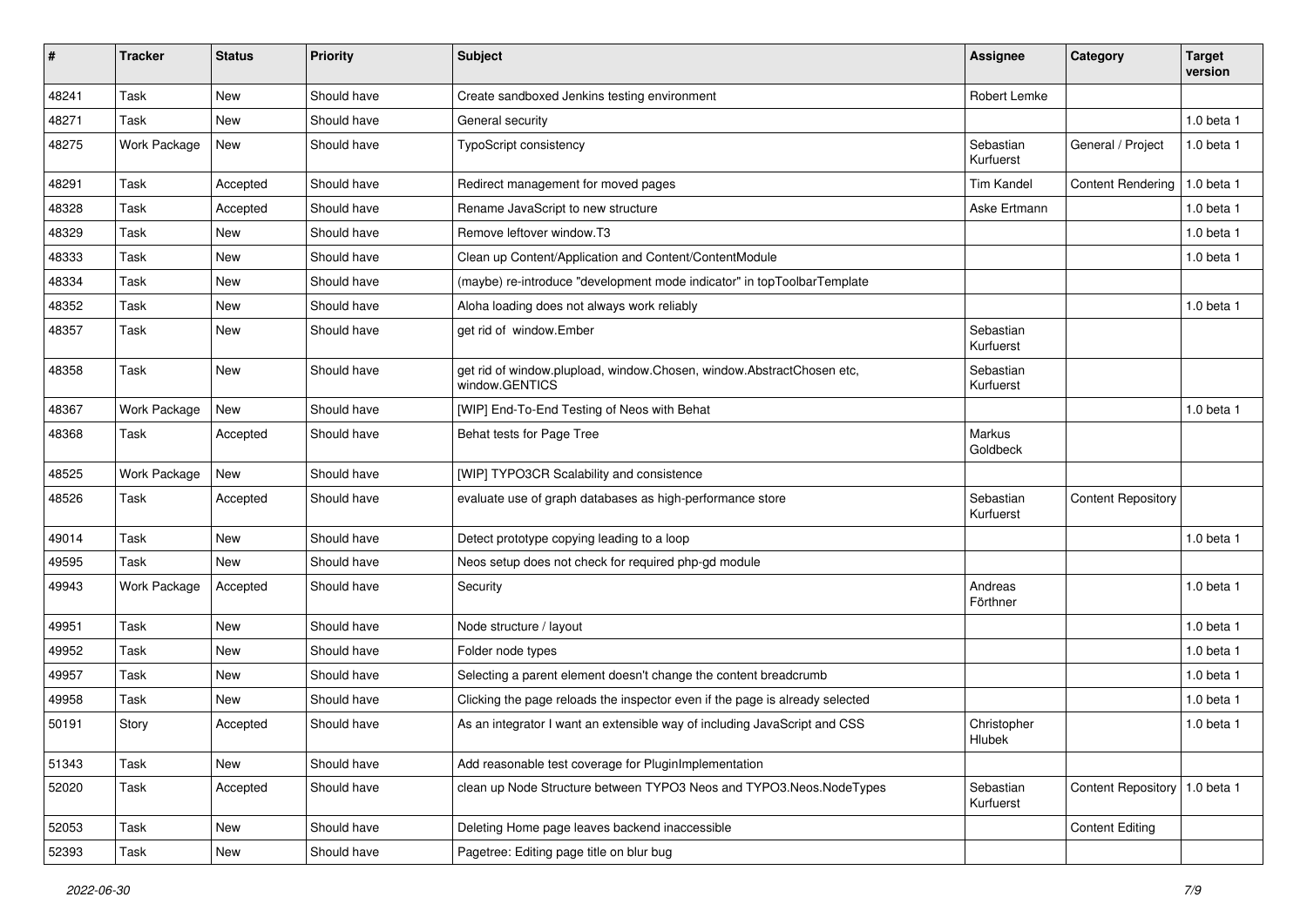| # | Tracker | Status | Priority | Subject | Assignee | Category | Target version |
|---|---|---|---|---|---|---|---|
| 48241 | Task | New | Should have | Create sandboxed Jenkins testing environment | Robert Lemke | | |
| 48271 | Task | New | Should have | General security | | | 1.0 beta 1 |
| 48275 | Work Package | New | Should have | TypoScript consistency | Sebastian Kurfuerst | General / Project | 1.0 beta 1 |
| 48291 | Task | Accepted | Should have | Redirect management for moved pages | Tim Kandel | Content Rendering | 1.0 beta 1 |
| 48328 | Task | Accepted | Should have | Rename JavaScript to new structure | Aske Ertmann | | 1.0 beta 1 |
| 48329 | Task | New | Should have | Remove leftover window.T3 | | | 1.0 beta 1 |
| 48333 | Task | New | Should have | Clean up Content/Application and Content/ContentModule | | | 1.0 beta 1 |
| 48334 | Task | New | Should have | (maybe) re-introduce "development mode indicator" in topToolbarTemplate | | | |
| 48352 | Task | New | Should have | Aloha loading does not always work reliably | | | 1.0 beta 1 |
| 48357 | Task | New | Should have | get rid of window.Ember | Sebastian Kurfuerst | | |
| 48358 | Task | New | Should have | get rid of window.plupload, window.Chosen, window.AbstractChosen etc, window.GENTICS | Sebastian Kurfuerst | | |
| 48367 | Work Package | New | Should have | [WIP] End-To-End Testing of Neos with Behat | | | 1.0 beta 1 |
| 48368 | Task | Accepted | Should have | Behat tests for Page Tree | Markus Goldbeck | | |
| 48525 | Work Package | New | Should have | [WIP] TYPO3CR Scalability and consistence | | | |
| 48526 | Task | Accepted | Should have | evaluate use of graph databases as high-performance store | Sebastian Kurfuerst | Content Repository | |
| 49014 | Task | New | Should have | Detect prototype copying leading to a loop | | | 1.0 beta 1 |
| 49595 | Task | New | Should have | Neos setup does not check for required php-gd module | | | |
| 49943 | Work Package | Accepted | Should have | Security | Andreas Förthner | | 1.0 beta 1 |
| 49951 | Task | New | Should have | Node structure / layout | | | 1.0 beta 1 |
| 49952 | Task | New | Should have | Folder node types | | | 1.0 beta 1 |
| 49957 | Task | New | Should have | Selecting a parent element doesn't change the content breadcrumb | | | 1.0 beta 1 |
| 49958 | Task | New | Should have | Clicking the page reloads the inspector even if the page is already selected | | | 1.0 beta 1 |
| 50191 | Story | Accepted | Should have | As an integrator I want an extensible way of including JavaScript and CSS | Christopher Hlubek | | 1.0 beta 1 |
| 51343 | Task | New | Should have | Add reasonable test coverage for PluginImplementation | | | |
| 52020 | Task | Accepted | Should have | clean up Node Structure between TYPO3 Neos and TYPO3.Neos.NodeTypes | Sebastian Kurfuerst | Content Repository | 1.0 beta 1 |
| 52053 | Task | New | Should have | Deleting Home page leaves backend inaccessible | | Content Editing | |
| 52393 | Task | New | Should have | Pagetree: Editing page title on blur bug | | | |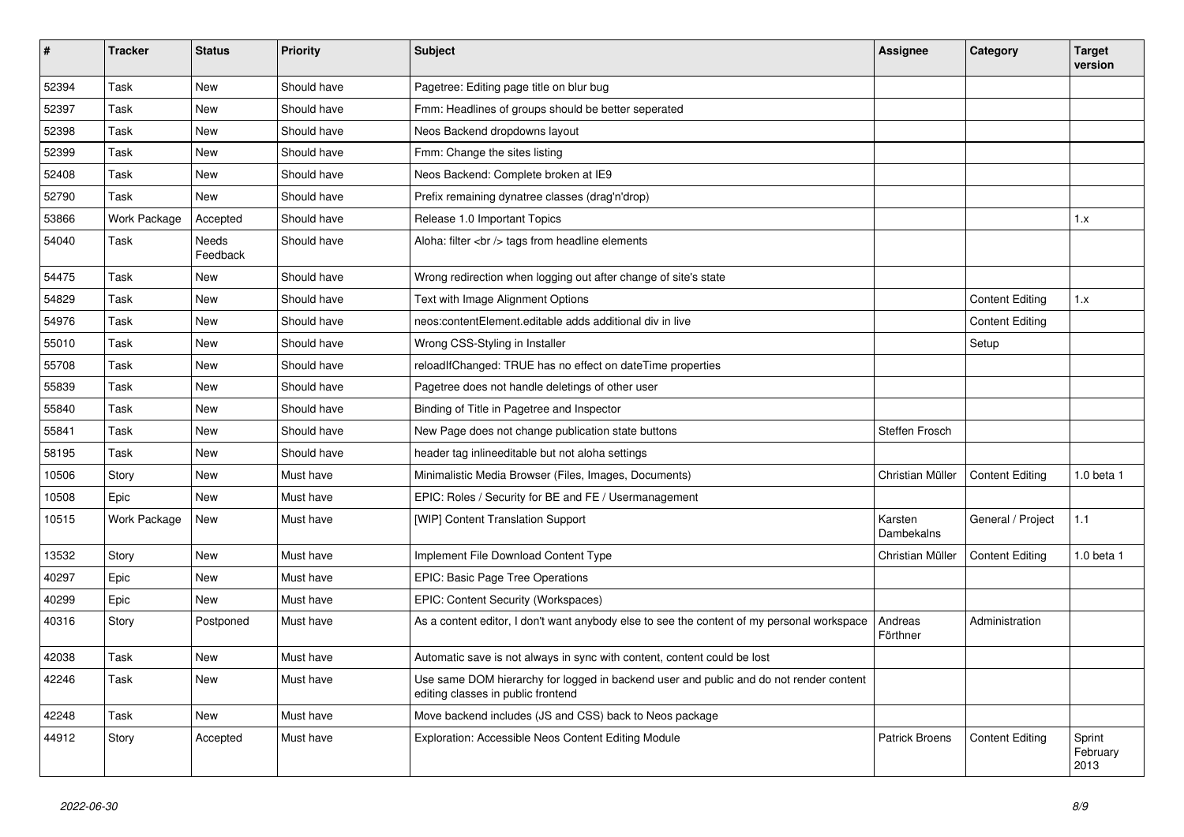| # | Tracker | Status | Priority | Subject | Assignee | Category | Target version |
|---|---|---|---|---|---|---|---|
| 52394 | Task | New | Should have | Pagetree: Editing page title on blur bug | | | |
| 52397 | Task | New | Should have | Fmm: Headlines of groups should be better seperated | | | |
| 52398 | Task | New | Should have | Neos Backend dropdowns layout | | | |
| 52399 | Task | New | Should have | Fmm: Change the sites listing | | | |
| 52408 | Task | New | Should have | Neos Backend: Complete broken at IE9 | | | |
| 52790 | Task | New | Should have | Prefix remaining dynatree classes (drag'n'drop) | | | |
| 53866 | Work Package | Accepted | Should have | Release 1.0 Important Topics | | | 1.x |
| 54040 | Task | Needs Feedback | Should have | Aloha: filter <br /> tags from headline elements | | | |
| 54475 | Task | New | Should have | Wrong redirection when logging out after change of site's state | | | |
| 54829 | Task | New | Should have | Text with Image Alignment Options | | Content Editing | 1.x |
| 54976 | Task | New | Should have | neos:contentElement.editable adds additional div in live | | Content Editing | |
| 55010 | Task | New | Should have | Wrong CSS-Styling in Installer | | Setup | |
| 55708 | Task | New | Should have | reloadIfChanged: TRUE has no effect on dateTime properties | | | |
| 55839 | Task | New | Should have | Pagetree does not handle deletings of other user | | | |
| 55840 | Task | New | Should have | Binding of Title in Pagetree and Inspector | | | |
| 55841 | Task | New | Should have | New Page does not change publication state buttons | Steffen Frosch | | |
| 58195 | Task | New | Should have | header tag inlineeditable but not aloha settings | | | |
| 10506 | Story | New | Must have | Minimalistic Media Browser (Files, Images, Documents) | Christian Müller | Content Editing | 1.0 beta 1 |
| 10508 | Epic | New | Must have | EPIC: Roles / Security for BE and FE / Usermanagement | | | |
| 10515 | Work Package | New | Must have | [WIP] Content Translation Support | Karsten Dambekalns | General / Project | 1.1 |
| 13532 | Story | New | Must have | Implement File Download Content Type | Christian Müller | Content Editing | 1.0 beta 1 |
| 40297 | Epic | New | Must have | EPIC: Basic Page Tree Operations | | | |
| 40299 | Epic | New | Must have | EPIC: Content Security (Workspaces) | | | |
| 40316 | Story | Postponed | Must have | As a content editor, I don't want anybody else to see the content of my personal workspace | Andreas Förthner | Administration | |
| 42038 | Task | New | Must have | Automatic save is not always in sync with content, content could be lost | | | |
| 42246 | Task | New | Must have | Use same DOM hierarchy for logged in backend user and public and do not render content editing classes in public frontend | | | |
| 42248 | Task | New | Must have | Move backend includes (JS and CSS) back to Neos package | | | |
| 44912 | Story | Accepted | Must have | Exploration: Accessible Neos Content Editing Module | Patrick Broens | Content Editing | Sprint February 2013 |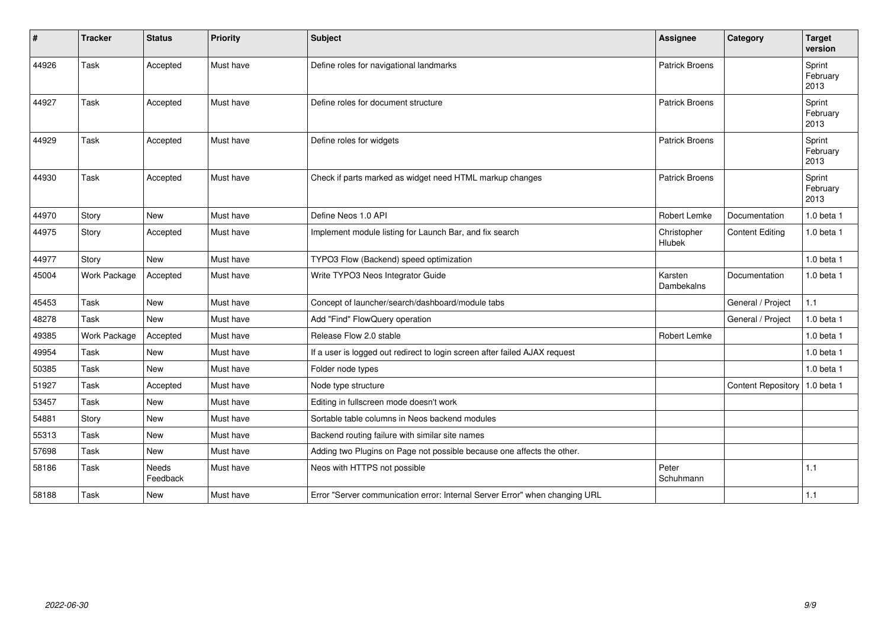| # | Tracker | Status | Priority | Subject | Assignee | Category | Target version |
|---|---|---|---|---|---|---|---|
| 44926 | Task | Accepted | Must have | Define roles for navigational landmarks | Patrick Broens | | Sprint February 2013 |
| 44927 | Task | Accepted | Must have | Define roles for document structure | Patrick Broens | | Sprint February 2013 |
| 44929 | Task | Accepted | Must have | Define roles for widgets | Patrick Broens | | Sprint February 2013 |
| 44930 | Task | Accepted | Must have | Check if parts marked as widget need HTML markup changes | Patrick Broens | | Sprint February 2013 |
| 44970 | Story | New | Must have | Define Neos 1.0 API | Robert Lemke | Documentation | 1.0 beta 1 |
| 44975 | Story | Accepted | Must have | Implement module listing for Launch Bar, and fix search | Christopher Hlubek | Content Editing | 1.0 beta 1 |
| 44977 | Story | New | Must have | TYPO3 Flow (Backend) speed optimization | | | 1.0 beta 1 |
| 45004 | Work Package | Accepted | Must have | Write TYPO3 Neos Integrator Guide | Karsten Dambekalns | Documentation | 1.0 beta 1 |
| 45453 | Task | New | Must have | Concept of launcher/search/dashboard/module tabs | | General / Project | 1.1 |
| 48278 | Task | New | Must have | Add "Find" FlowQuery operation | | General / Project | 1.0 beta 1 |
| 49385 | Work Package | Accepted | Must have | Release Flow 2.0 stable | Robert Lemke | | 1.0 beta 1 |
| 49954 | Task | New | Must have | If a user is logged out redirect to login screen after failed AJAX request | | | 1.0 beta 1 |
| 50385 | Task | New | Must have | Folder node types | | | 1.0 beta 1 |
| 51927 | Task | Accepted | Must have | Node type structure | | Content Repository | 1.0 beta 1 |
| 53457 | Task | New | Must have | Editing in fullscreen mode doesn't work | | | |
| 54881 | Story | New | Must have | Sortable table columns in Neos backend modules | | | |
| 55313 | Task | New | Must have | Backend routing failure with similar site names | | | |
| 57698 | Task | New | Must have | Adding two Plugins on Page not possible because one affects the other. | | | |
| 58186 | Task | Needs Feedback | Must have | Neos with HTTPS not possible | Peter Schuhmann | | 1.1 |
| 58188 | Task | New | Must have | Error "Server communication error: Internal Server Error" when changing URL | | | 1.1 |